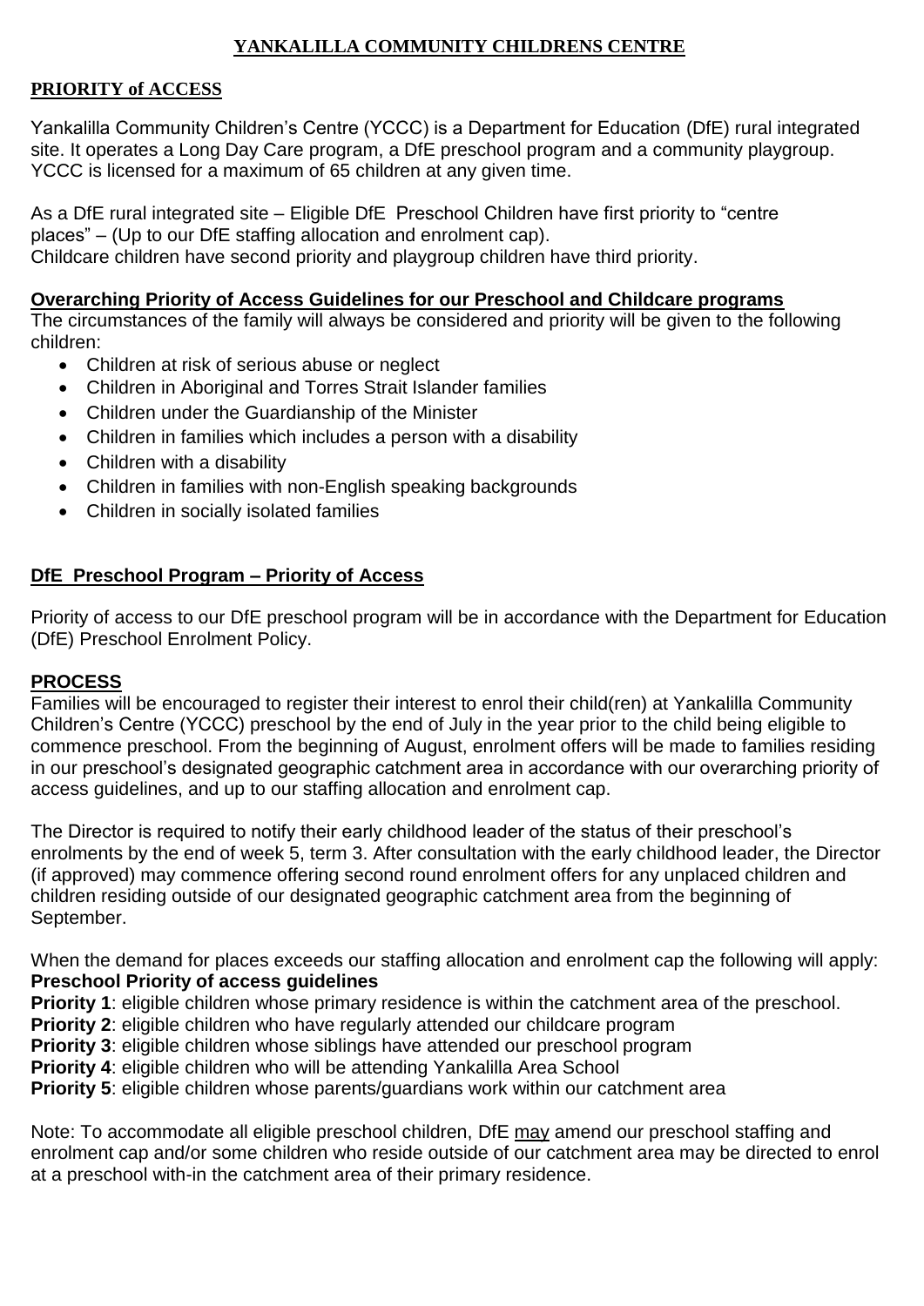# YANKALILLA COMMUNITY CHILDRENS CENTRE

## PRIORITY of ACCESS

Yankalilla Community Children's Centre (YCCC) is a Department for Education (DfE) rural integrated site. It operates a Long Day Care program, a DfE preschool program and a community playgroup. YCCC is licensed for a maximum of 65 children at any given time.

As a DfE rural integrated site – Eligible DfE Preschool Children have first priority to "centre places" – (Up to our DfE staffing allocation and enrolment cap).
Childcare children have second priority and playgroup children have third priority.

## Overarching Priority of Access Guidelines for our Preschool and Childcare programs

The circumstances of the family will always be considered and priority will be given to the following children:

- Children at risk of serious abuse or neglect
- Children in Aboriginal and Torres Strait Islander families
- Children under the Guardianship of the Minister
- Children in families which includes a person with a disability
- Children with a disability
- Children in families with non-English speaking backgrounds
- Children in socially isolated families

## DfE Preschool Program – Priority of Access

Priority of access to our DfE preschool program will be in accordance with the Department for Education (DfE) Preschool Enrolment Policy.

## PROCESS

Families will be encouraged to register their interest to enrol their child(ren) at Yankalilla Community Children's Centre (YCCC) preschool by the end of July in the year prior to the child being eligible to commence preschool. From the beginning of August, enrolment offers will be made to families residing in our preschool's designated geographic catchment area in accordance with our overarching priority of access guidelines, and up to our staffing allocation and enrolment cap.

The Director is required to notify their early childhood leader of the status of their preschool's enrolments by the end of week 5, term 3. After consultation with the early childhood leader, the Director (if approved) may commence offering second round enrolment offers for any unplaced children and children residing outside of our designated geographic catchment area from the beginning of September.

When the demand for places exceeds our staffing allocation and enrolment cap the following will apply:

**Preschool Priority of access guidelines**

**Priority 1**: eligible children whose primary residence is within the catchment area of the preschool.
**Priority 2**: eligible children who have regularly attended our childcare program
**Priority 3**: eligible children whose siblings have attended our preschool program
**Priority 4**: eligible children who will be attending Yankalilla Area School
**Priority 5**: eligible children whose parents/guardians work within our catchment area

Note: To accommodate all eligible preschool children, DfE may amend our preschool staffing and enrolment cap and/or some children who reside outside of our catchment area may be directed to enrol at a preschool with-in the catchment area of their primary residence.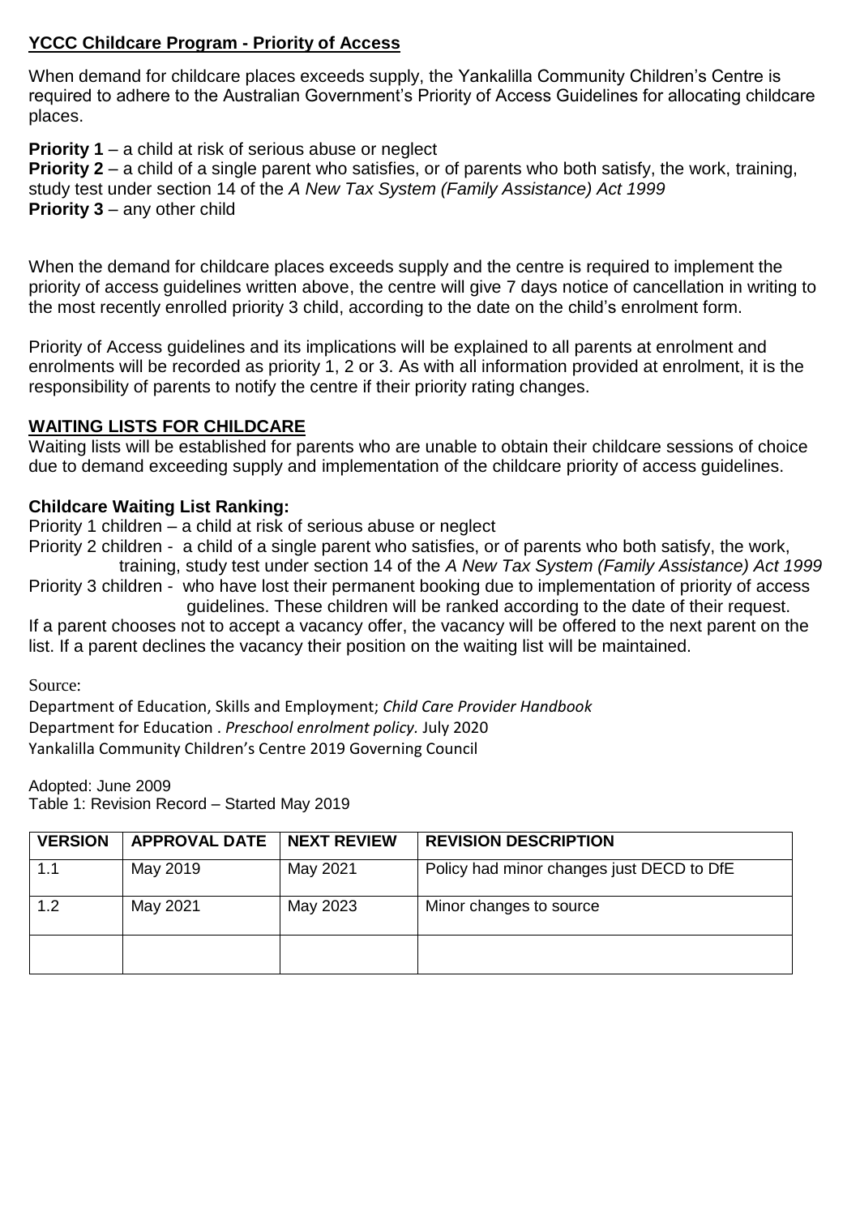**YCCC Childcare Program - Priority of Access**

When demand for childcare places exceeds supply, the Yankalilla Community Children's Centre is required to adhere to the Australian Government's Priority of Access Guidelines for allocating childcare places.

**Priority 1** – a child at risk of serious abuse or neglect
**Priority 2** – a child of a single parent who satisfies, or of parents who both satisfy, the work, training, study test under section 14 of the *A New Tax System (Family Assistance) Act 1999*
**Priority 3** – any other child

When the demand for childcare places exceeds supply and the centre is required to implement the priority of access guidelines written above, the centre will give 7 days notice of cancellation in writing to the most recently enrolled priority 3 child, according to the date on the child's enrolment form.

Priority of Access guidelines and its implications will be explained to all parents at enrolment and enrolments will be recorded as priority 1, 2 or 3. As with all information provided at enrolment, it is the responsibility of parents to notify the centre if their priority rating changes.

**WAITING LISTS FOR CHILDCARE**

Waiting lists will be established for parents who are unable to obtain their childcare sessions of choice due to demand exceeding supply and implementation of the childcare priority of access guidelines.

**Childcare Waiting List Ranking:**

Priority 1 children – a child at risk of serious abuse or neglect
Priority 2 children - a child of a single parent who satisfies, or of parents who both satisfy, the work, training, study test under section 14 of the *A New Tax System (Family Assistance) Act 1999*
Priority 3 children - who have lost their permanent booking due to implementation of priority of access guidelines. These children will be ranked according to the date of their request.
If a parent chooses not to accept a vacancy offer, the vacancy will be offered to the next parent on the list. If a parent declines the vacancy their position on the waiting list will be maintained.

Source:
Department of Education, Skills and Employment; *Child Care Provider Handbook*
Department for Education . *Preschool enrolment policy.* July 2020
Yankalilla Community Children's Centre 2019 Governing Council

Adopted: June 2009
Table 1: Revision Record – Started May 2019

| VERSION | APPROVAL DATE | NEXT REVIEW | REVISION DESCRIPTION |
|---|---|---|---|
| 1.1 | May 2019 | May 2021 | Policy had minor changes just DECD to DfE |
| 1.2 | May 2021 | May 2023 | Minor changes to source |
| | | | |